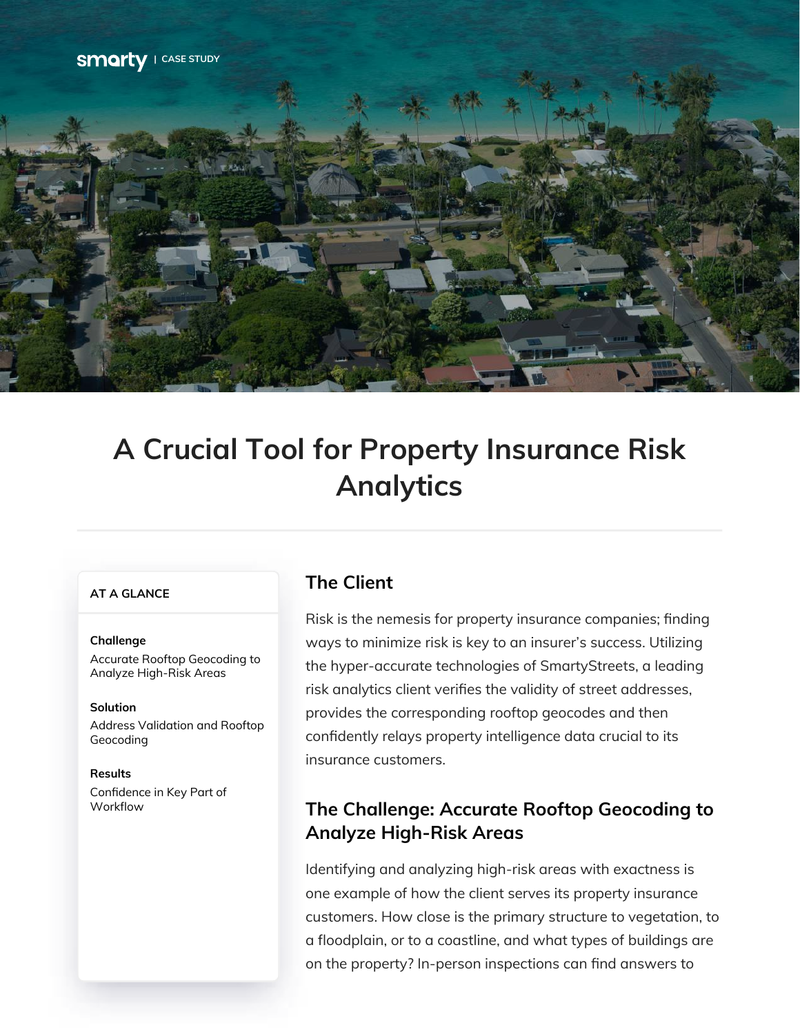smarty | CASE STUDY

# A Crucial Tool for Property Insurance Risk Analytics

**AT A GLANCE**

**Challenge**
Accurate Rooftop Geocoding to Analyze High-Risk Areas

**Solution**
Address Validation and Rooftop Geocoding

**Results**
Confidence in Key Part of Workflow

## The Client

Risk is the nemesis for property insurance companies; finding ways to minimize risk is key to an insurer's success. Utilizing the hyper-accurate technologies of SmartyStreets, a leading risk analytics client verifies the validity of street addresses, provides the corresponding rooftop geocodes and then confidently relays property intelligence data crucial to its insurance customers.

## The Challenge: Accurate Rooftop Geocoding to Analyze High-Risk Areas

Identifying and analyzing high-risk areas with exactness is one example of how the client serves its property insurance customers. How close is the primary structure to vegetation, to a floodplain, or to a coastline, and what types of buildings are on the property? In-person inspections can find answers to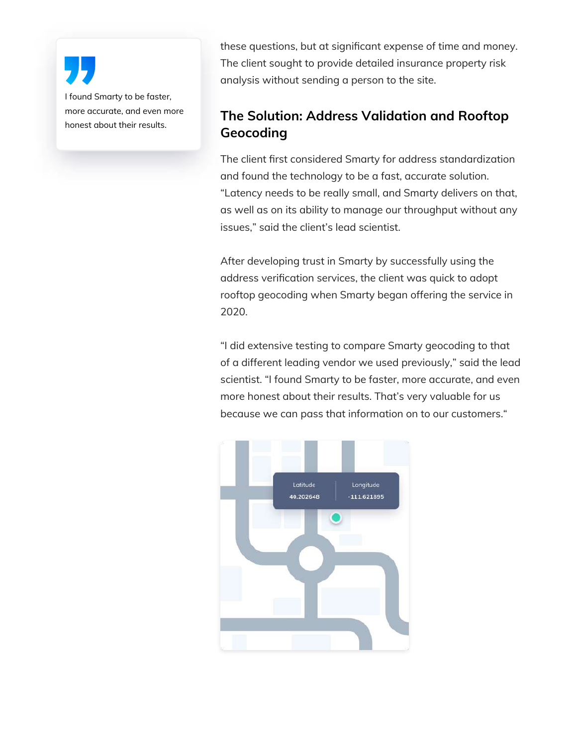> I found Smarty to be faster, more accurate, and even more honest about their results.

these questions, but at significant expense of time and money. The client sought to provide detailed insurance property risk analysis without sending a person to the site.

## The Solution: Address Validation and Rooftop Geocoding

The client first considered Smarty for address standardization and found the technology to be a fast, accurate solution. "Latency needs to be really small, and Smarty delivers on that, as well as on its ability to manage our throughput without any issues," said the client's lead scientist.

After developing trust in Smarty by successfully using the address verification services, the client was quick to adopt rooftop geocoding when Smarty began offering the service in 2020.

"I did extensive testing to compare Smarty geocoding to that of a different leading vendor we used previously," said the lead scientist. "I found Smarty to be faster, more accurate, and even more honest about their results. That's very valuable for us because we can pass that information on to our customers."

| Latitude | Longitude |
| --- | --- |
| 40.202648 | -111.621895 |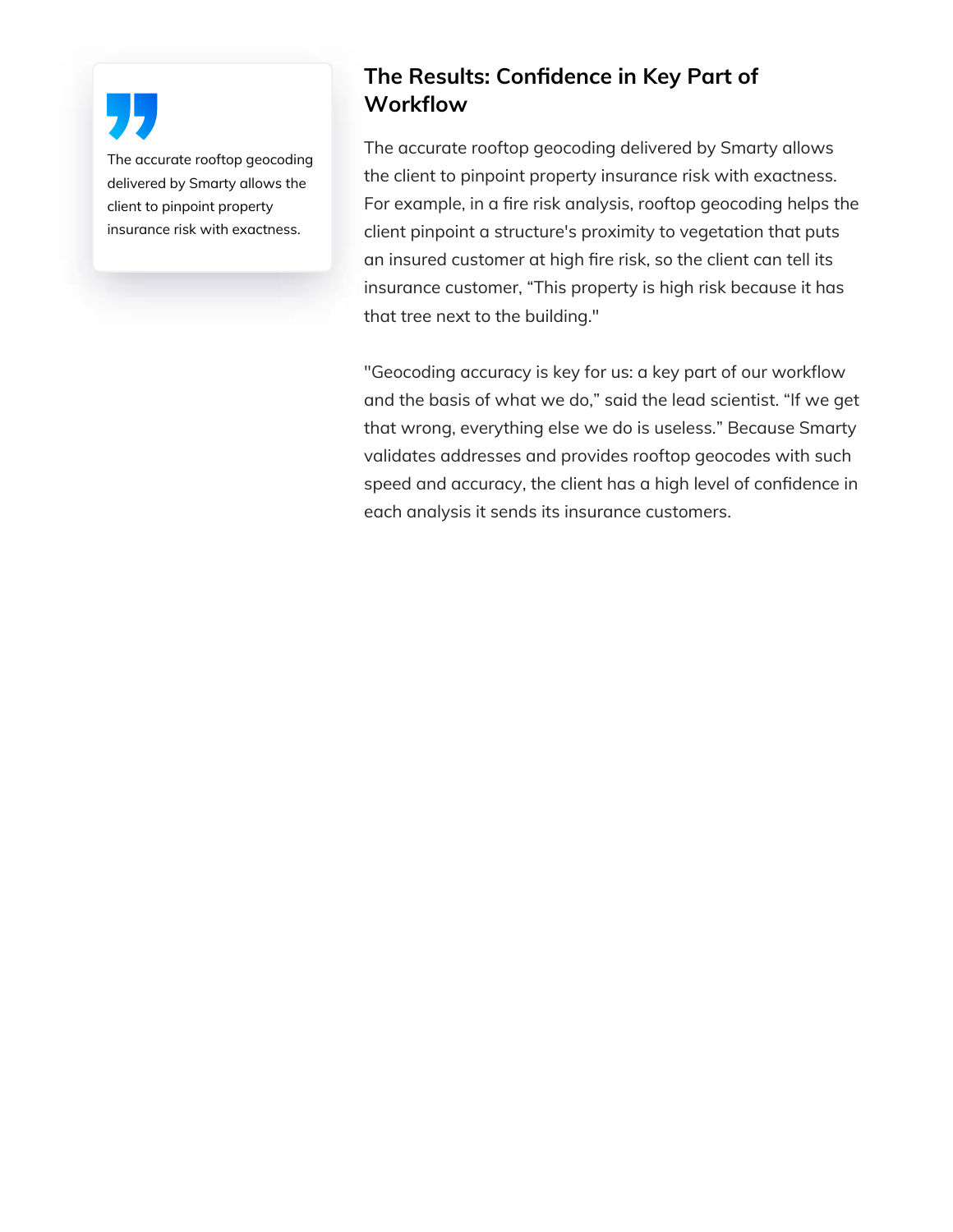> The accurate rooftop geocoding delivered by Smarty allows the client to pinpoint property insurance risk with exactness.

## The Results: Confidence in Key Part of Workflow

The accurate rooftop geocoding delivered by Smarty allows the client to pinpoint property insurance risk with exactness. For example, in a fire risk analysis, rooftop geocoding helps the client pinpoint a structure's proximity to vegetation that puts an insured customer at high fire risk, so the client can tell its insurance customer, “This property is high risk because it has that tree next to the building."

"Geocoding accuracy is key for us: a key part of our workflow and the basis of what we do,” said the lead scientist. “If we get that wrong, everything else we do is useless.” Because Smarty validates addresses and provides rooftop geocodes with such speed and accuracy, the client has a high level of confidence in each analysis it sends its insurance customers.